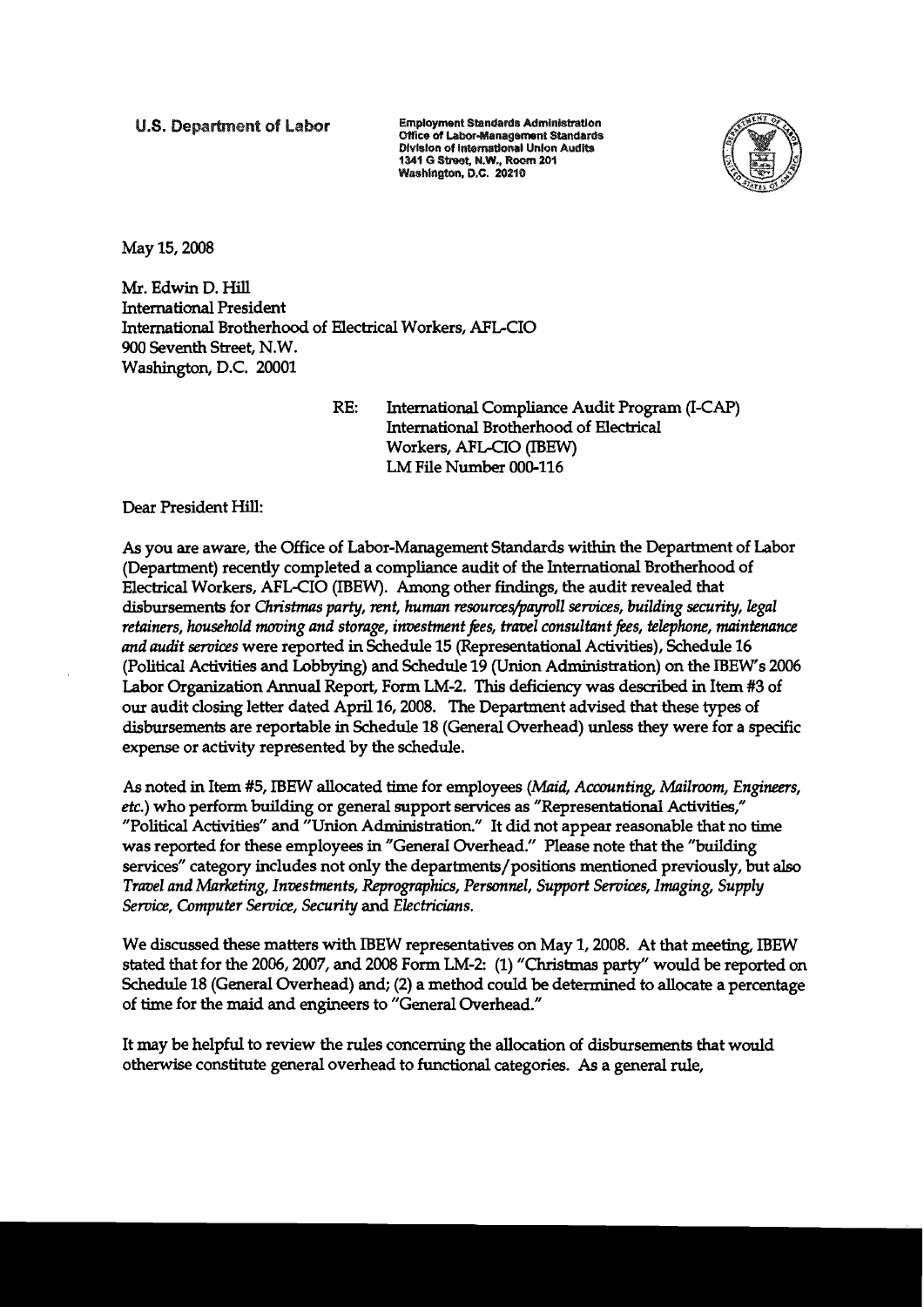**U.S. Department of Labor**

Employment Standards Administration
Office of Labor-Management Standards
Division of International Union Audits
1341 G Street, N.W., Room 201
Washington, D.C. 20210

May 15, 2008

Mr. Edwin D. Hill
International President
International Brotherhood of Electrical Workers, AFL-CIO
900 Seventh Street, N.W.
Washington, D.C. 20001

RE: International Compliance Audit Program (I-CAP)
International Brotherhood of Electrical Workers, AFL-CIO (IBEW)
LM File Number 000-116

Dear President Hill:

As you are aware, the Office of Labor-Management Standards within the Department of Labor (Department) recently completed a compliance audit of the International Brotherhood of Electrical Workers, AFL-CIO (IBEW). Among other findings, the audit revealed that disbursements for *Christmas party, rent, human resources/payroll services, building security, legal retainers, household moving and storage, investment fees, travel consultant fees, telephone, maintenance and audit services* were reported in Schedule 15 (Representational Activities), Schedule 16 (Political Activities and Lobbying) and Schedule 19 (Union Administration) on the IBEW's 2006 Labor Organization Annual Report, Form LM-2. This deficiency was described in Item #3 of our audit closing letter dated April 16, 2008. The Department advised that these types of disbursements are reportable in Schedule 18 (General Overhead) unless they were for a specific expense or activity represented by the schedule.

As noted in Item #5, IBEW allocated time for employees (*Maid, Accounting, Mailroom, Engineers, etc.*) who perform building or general support services as "Representational Activities," "Political Activities" and "Union Administration." It did not appear reasonable that no time was reported for these employees in "General Overhead." Please note that the "building services" category includes not only the departments/positions mentioned previously, but also *Travel and Marketing, Investments, Reprographics, Personnel, Support Services, Imaging, Supply Service, Computer Service, Security* and *Electricians.*

We discussed these matters with IBEW representatives on May 1, 2008. At that meeting, IBEW stated that for the 2006, 2007, and 2008 Form LM-2: (1) "Christmas party" would be reported on Schedule 18 (General Overhead) and; (2) a method could be determined to allocate a percentage of time for the maid and engineers to "General Overhead."

It may be helpful to review the rules concerning the allocation of disbursements that would otherwise constitute general overhead to functional categories. As a general rule,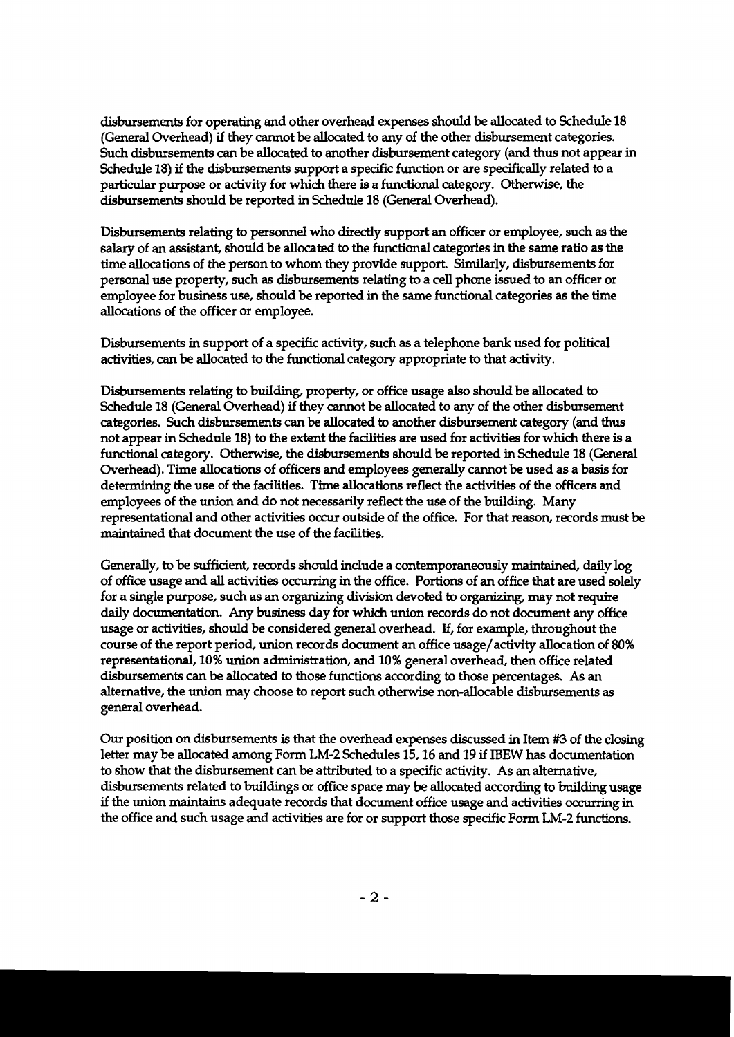disbursements for operating and other overhead expenses should be allocated to Schedule 18 (General Overhead) if they cannot be allocated to any of the other disbursement categories. Such disbursements can be allocated to another disbursement category (and thus not appear in Schedule 18) if the disbursements support a specific function or are specifically related to a particular purpose or activity for which there is a functional category. Otherwise, the disbursements should be reported in Schedule 18 (General Overhead).

Disbursements relating to personnel who directly support an officer or employee, such as the salary of an assistant, should be allocated to the functional categories in the same ratio as the time allocations of the person to whom they provide support. Similarly, disbursements for personal use property, such as disbursements relating to a cell phone issued to an officer or employee for business use, should be reported in the same functional categories as the time allocations of the officer or employee.

Disbursements in support of a specific activity, such as a telephone bank used for political activities, can be allocated to the functional category appropriate to that activity.

Disbursements relating to building, property, or office usage also should be allocated to Schedule 18 (General Overhead) if they cannot be allocated to any of the other disbursement categories. Such disbursements can be allocated to another disbursement category (and thus not appear in Schedule 18) to the extent the facilities are used for activities for which there is a functional category. Otherwise, the disbursements should be reported in Schedule 18 (General Overhead). Time allocations of officers and employees generally cannot be used as a basis for determining the use of the facilities. Time allocations reflect the activities of the officers and employees of the union and do not necessarily reflect the use of the building. Many representational and other activities occur outside of the office. For that reason, records must be maintained that document the use of the facilities.

Generally, to be sufficient, records should include a contemporaneously maintained, daily log of office usage and all activities occurring in the office. Portions of an office that are used solely for a single purpose, such as an organizing division devoted to organizing, may not require daily documentation. Any business day for which union records do not document any office usage or activities, should be considered general overhead. If, for example, throughout the course of the report period, union records document an office usage/activity allocation of 80% representational, 10% union administration, and 10% general overhead, then office related disbursements can be allocated to those functions according to those percentages. As an alternative, the union may choose to report such otherwise non-allocable disbursements as general overhead.

Our position on disbursements is that the overhead expenses discussed in Item #3 of the closing letter may be allocated among Form LM-2 Schedules 15, 16 and 19 if IBEW has documentation to show that the disbursement can be attributed to a specific activity. As an alternative, disbursements related to buildings or office space may be allocated according to building usage if the union maintains adequate records that document office usage and activities occurring in the office and such usage and activities are for or support those specific Form LM-2 functions.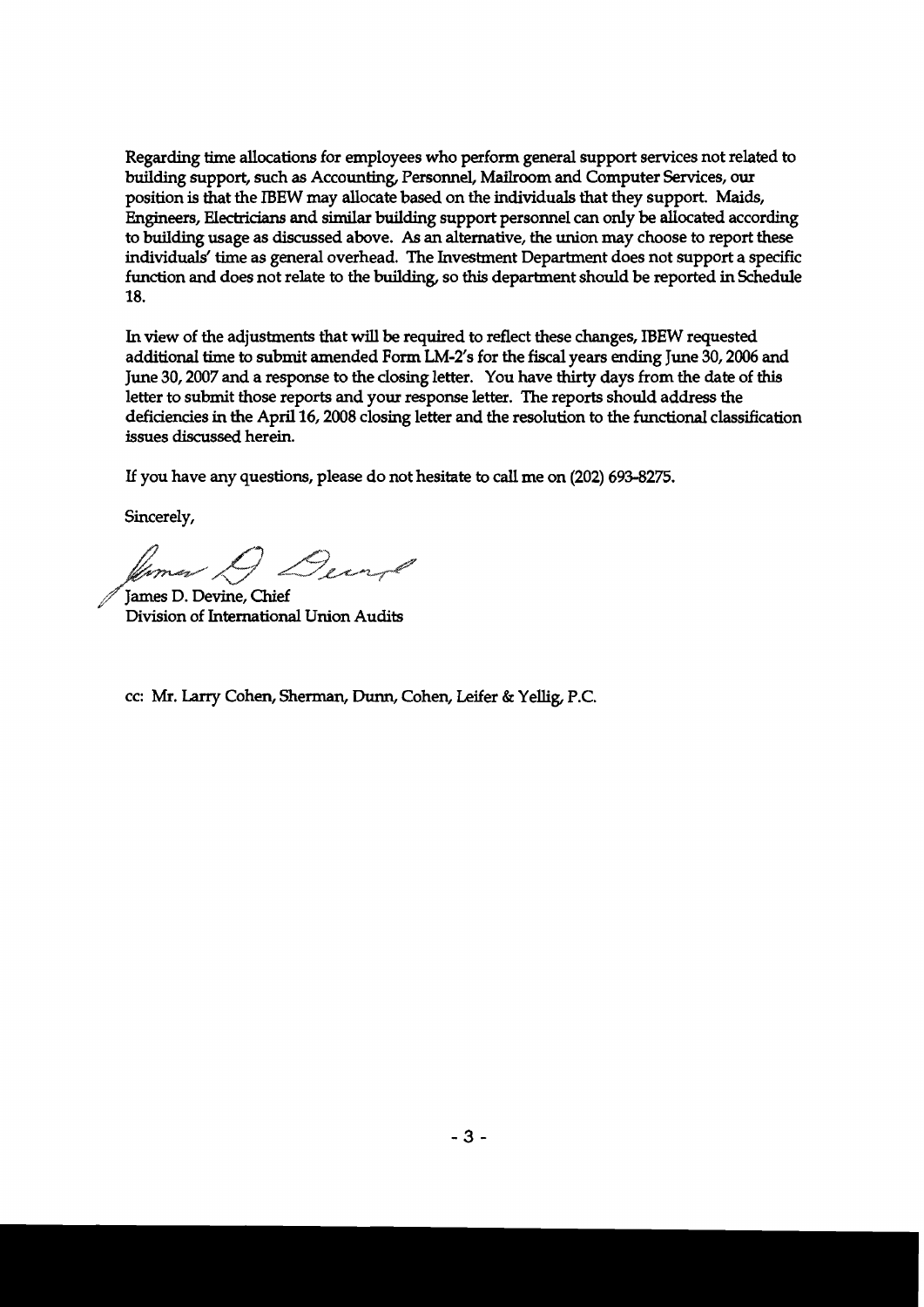Regarding time allocations for employees who perform general support services not related to building support, such as Accounting, Personnel, Mailroom and Computer Services, our position is that the IBEW may allocate based on the individuals that they support. Maids, Engineers, Electricians and similar building support personnel can only be allocated according to building usage as discussed above. As an alternative, the union may choose to report these individuals' time as general overhead. The Investment Department does not support a specific function and does not relate to the building, so this department should be reported in Schedule 18.

In view of the adjustments that will be required to reflect these changes, IBEW requested additional time to submit amended Form LM-2's for the fiscal years ending June 30, 2006 and June 30, 2007 and a response to the closing letter. You have thirty days from the date of this letter to submit those reports and your response letter. The reports should address the deficiencies in the April 16, 2008 closing letter and the resolution to the functional classification issues discussed herein.

If you have any questions, please do not hesitate to call me on (202) 693-8275.

Sincerely,

James D. Devine

James D. Devine, Chief
Division of International Union Audits

cc: Mr. Larry Cohen, Sherman, Dunn, Cohen, Leifer & Yellig, P.C.